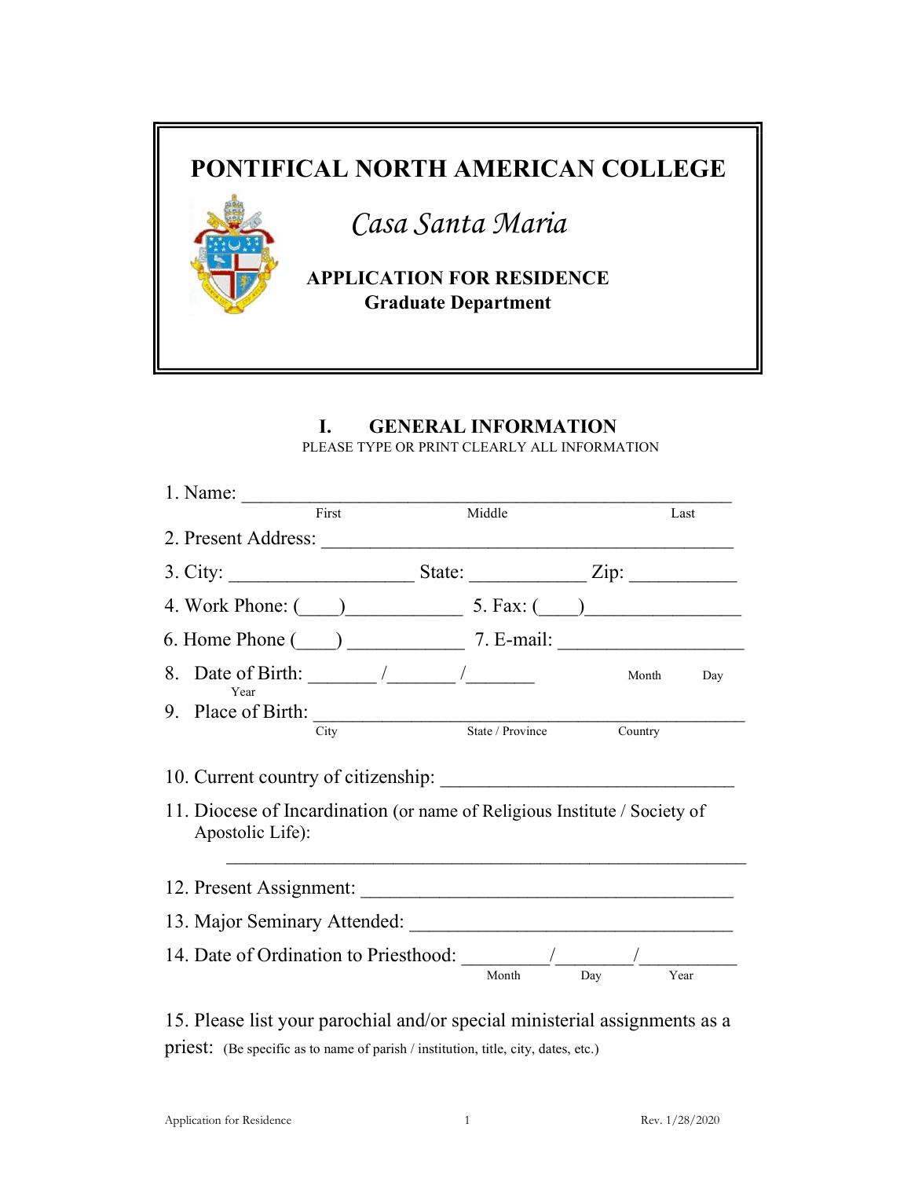# PONTIFICAL NORTH AMERICAN COLLEGE

## *Casa Santa Maria*

### APPLICATION FOR RESIDENCE
**Graduate Department**

## I. GENERAL INFORMATION

PLEASE TYPE OR PRINT CLEARLY ALL INFORMATION

1. Name: ________________________________________________
   First Middle Last

2. Present Address: ________________________________________

3. City: ________________ State: __________ Zip: __________

4. Work Phone: (____)__________ 5. Fax: (____)______________

6. Home Phone (____) __________ 7. E-mail: ________________

8. Date of Birth: ______ /______ /______ Month Day Year

9. Place of Birth: ________________________________________
   City State / Province Country

10. Current country of citizenship: __________________________

11. Diocese of Incardination (or name of Religious Institute / Society of Apostolic Life):

    ______________________________________________________

12. Present Assignment: __________________________________

13. Major Seminary Attended: ______________________________

14. Date of Ordination to Priesthood: ________/________/________
    Month Day Year

15. Please list your parochial and/or special ministerial assignments as a priest: (Be specific as to name of parish / institution, title, city, dates, etc.)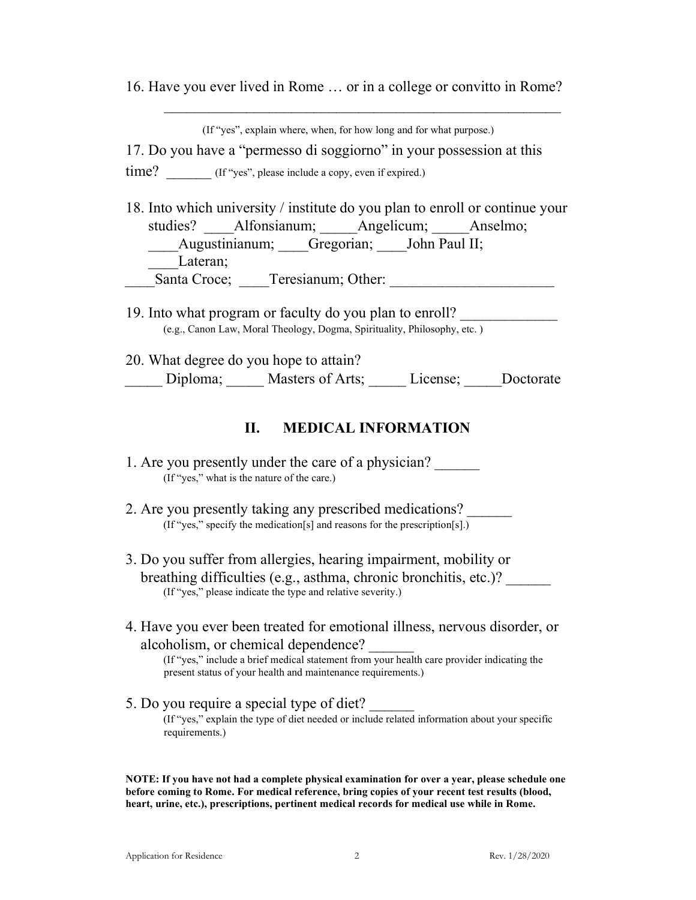16. Have you ever lived in Rome … or in a college or convitto in Rome?

_______________________________________________________

(If "yes", explain where, when, for how long and for what purpose.)

17. Do you have a "permesso di soggiorno" in your possession at this time? _______ (If "yes", please include a copy, even if expired.)

18. Into which university / institute do you plan to enroll or continue your studies? ____Alfonsianum; _____Angelicum; _____Anselmo; ____Augustinianum; ____Gregorian; ____John Paul II; ____Lateran; ____Santa Croce; ____Teresianum; Other: ______________________

19. Into what program or faculty do you plan to enroll? _____________
(e.g., Canon Law, Moral Theology, Dogma, Spirituality, Philosophy, etc. )

20. What degree do you hope to attain?
_____ Diploma; _____ Masters of Arts; _____ License; _____Doctorate

## II. MEDICAL INFORMATION

1. Are you presently under the care of a physician? ______
(If "yes," what is the nature of the care.)

2. Are you presently taking any prescribed medications? ______
(If "yes," specify the medication[s] and reasons for the prescription[s].)

3. Do you suffer from allergies, hearing impairment, mobility or breathing difficulties (e.g., asthma, chronic bronchitis, etc.)? ______
(If "yes," please indicate the type and relative severity.)

4. Have you ever been treated for emotional illness, nervous disorder, or alcoholism, or chemical dependence? ______
(If "yes," include a brief medical statement from your health care provider indicating the present status of your health and maintenance requirements.)

5. Do you require a special type of diet? ______
(If "yes," explain the type of diet needed or include related information about your specific requirements.)

**NOTE: If you have not had a complete physical examination for over a year, please schedule one before coming to Rome. For medical reference, bring copies of your recent test results (blood, heart, urine, etc.), prescriptions, pertinent medical records for medical use while in Rome.**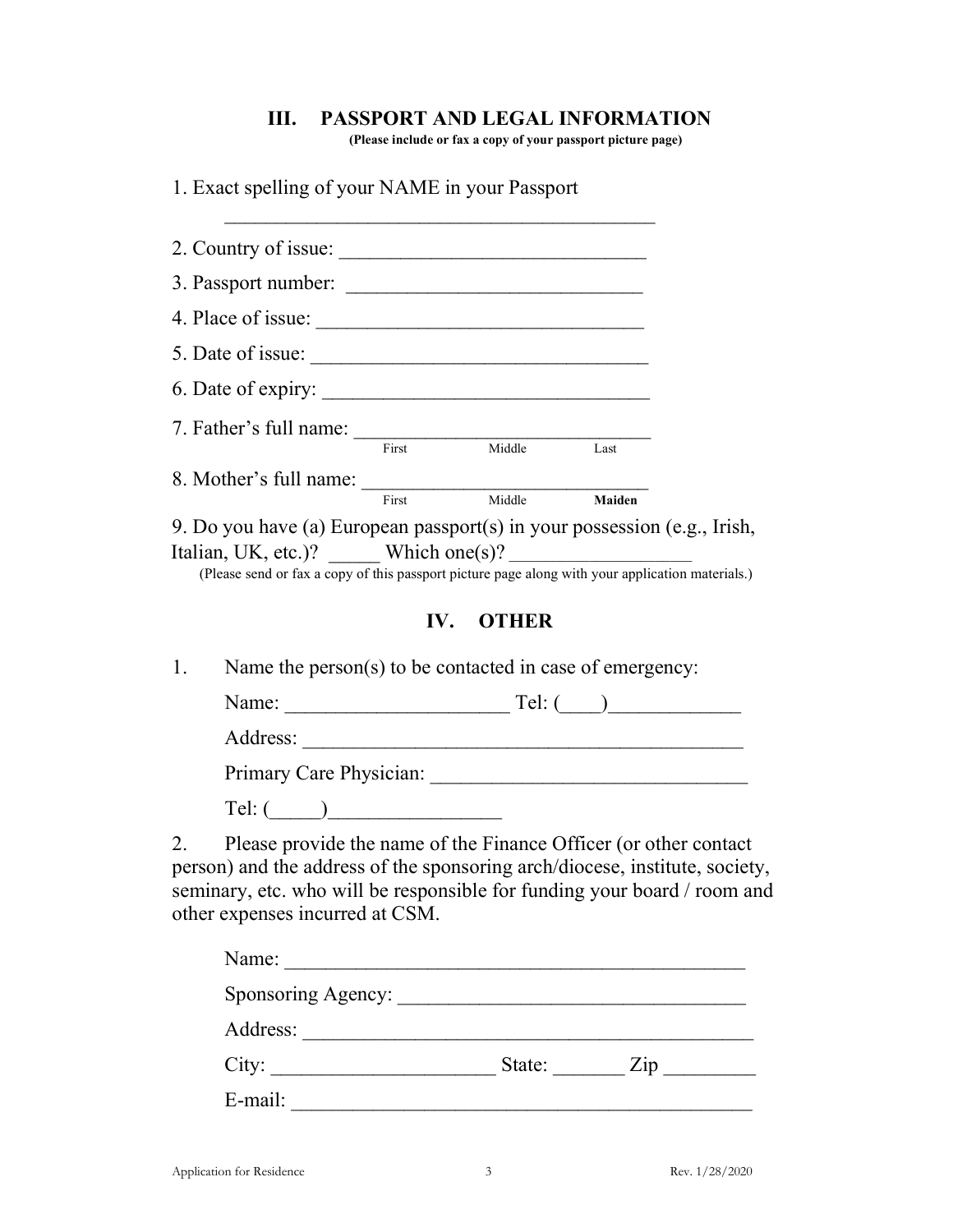## III. PASSPORT AND LEGAL INFORMATION

**(Please include or fax a copy of your passport picture page)**

1. Exact spelling of your NAME in your Passport

 ___________________________________________

2. Country of issue: ______________________________

3. Passport number: ____________________________

4. Place of issue: ________________________________

5. Date of issue: _________________________________

6. Date of expiry: ________________________________

7. Father's full name: _____________________________
 First Middle Last

8. Mother's full name: ____________________________
 First Middle **Maiden**

9. Do you have (a) European passport(s) in your possession (e.g., Irish, Italian, UK, etc.)? _____ Which one(s)? _________________

(Please send or fax a copy of this passport picture page along with your application materials.)

## IV. OTHER

1. Name the person(s) to be contacted in case of emergency:

 Name: ______________________ Tel: (____)_____________

 Address: ____________________________________________

 Primary Care Physician: _______________________________

 Tel: (_____)________________

2. Please provide the name of the Finance Officer (or other contact person) and the address of the sponsoring arch/diocese, institute, society, seminary, etc. who will be responsible for funding your board / room and other expenses incurred at CSM.

 Name: _____________________________________________

 Sponsoring Agency: _________________________________

 Address: ____________________________________________

 City: ______________________ State: _______ Zip _________

 E-mail: _____________________________________________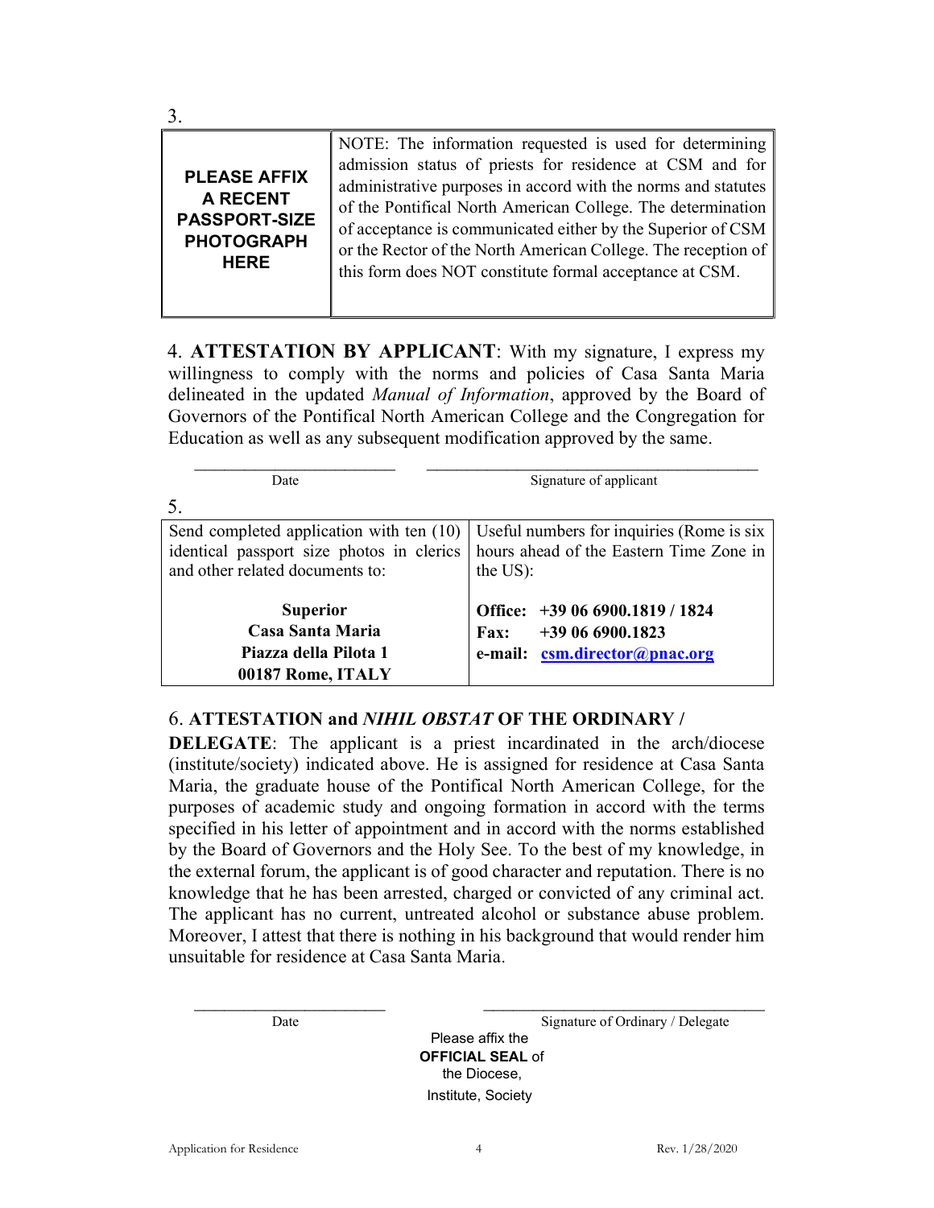3.

| | |
|---|---|
| **PLEASE AFFIX A RECENT PASSPORT-SIZE PHOTOGRAPH HERE** | NOTE: The information requested is used for determining admission status of priests for residence at CSM and for administrative purposes in accord with the norms and statutes of the Pontifical North American College. The determination of acceptance is communicated either by the Superior of CSM or the Rector of the North American College. The reception of this form does NOT constitute formal acceptance at CSM. |

4. **ATTESTATION BY APPLICANT**: With my signature, I express my willingness to comply with the norms and policies of Casa Santa Maria delineated in the updated *Manual of Information*, approved by the Board of Governors of the Pontifical North American College and the Congregation for Education as well as any subsequent modification approved by the same.

\_\_\_\_\_\_\_\_\_\_\_\_\_\_\_\_\_\_\_\_\_\_\_\_ Date

\_\_\_\_\_\_\_\_\_\_\_\_\_\_\_\_\_\_\_\_\_\_\_\_\_\_\_\_\_\_\_\_\_\_\_\_\_\_\_\_ Signature of applicant

5.

| | |
|---|---|
| Send completed application with ten (10) identical passport size photos in clerics and other related documents to: | Useful numbers for inquiries (Rome is six hours ahead of the Eastern Time Zone in the US): |
| **Superior**<br>**Casa Santa Maria**<br>**Piazza della Pilota 1**<br>**00187 Rome, ITALY** | **Office: +39 06 6900.1819 / 1824**<br>**Fax: +39 06 6900.1823**<br>**e-mail: csm.director@pnac.org** |

6. **ATTESTATION and *NIHIL OBSTAT* OF THE ORDINARY / DELEGATE**: The applicant is a priest incardinated in the arch/diocese (institute/society) indicated above. He is assigned for residence at Casa Santa Maria, the graduate house of the Pontifical North American College, for the purposes of academic study and ongoing formation in accord with the terms specified in his letter of appointment and in accord with the norms established by the Board of Governors and the Holy See. To the best of my knowledge, in the external forum, the applicant is of good character and reputation. There is no knowledge that he has been arrested, charged or convicted of any criminal act. The applicant has no current, untreated alcohol or substance abuse problem. Moreover, I attest that there is nothing in his background that would render him unsuitable for residence at Casa Santa Maria.

\_\_\_\_\_\_\_\_\_\_\_\_\_\_\_\_\_\_\_\_\_\_\_\_ Date

\_\_\_\_\_\_\_\_\_\_\_\_\_\_\_\_\_\_\_\_\_\_\_\_\_\_\_\_\_\_\_\_\_\_\_\_ Signature of Ordinary / Delegate

Please affix the **OFFICIAL SEAL** of the Diocese, Institute, Society

Application for Residence

Rev. 1/28/2020